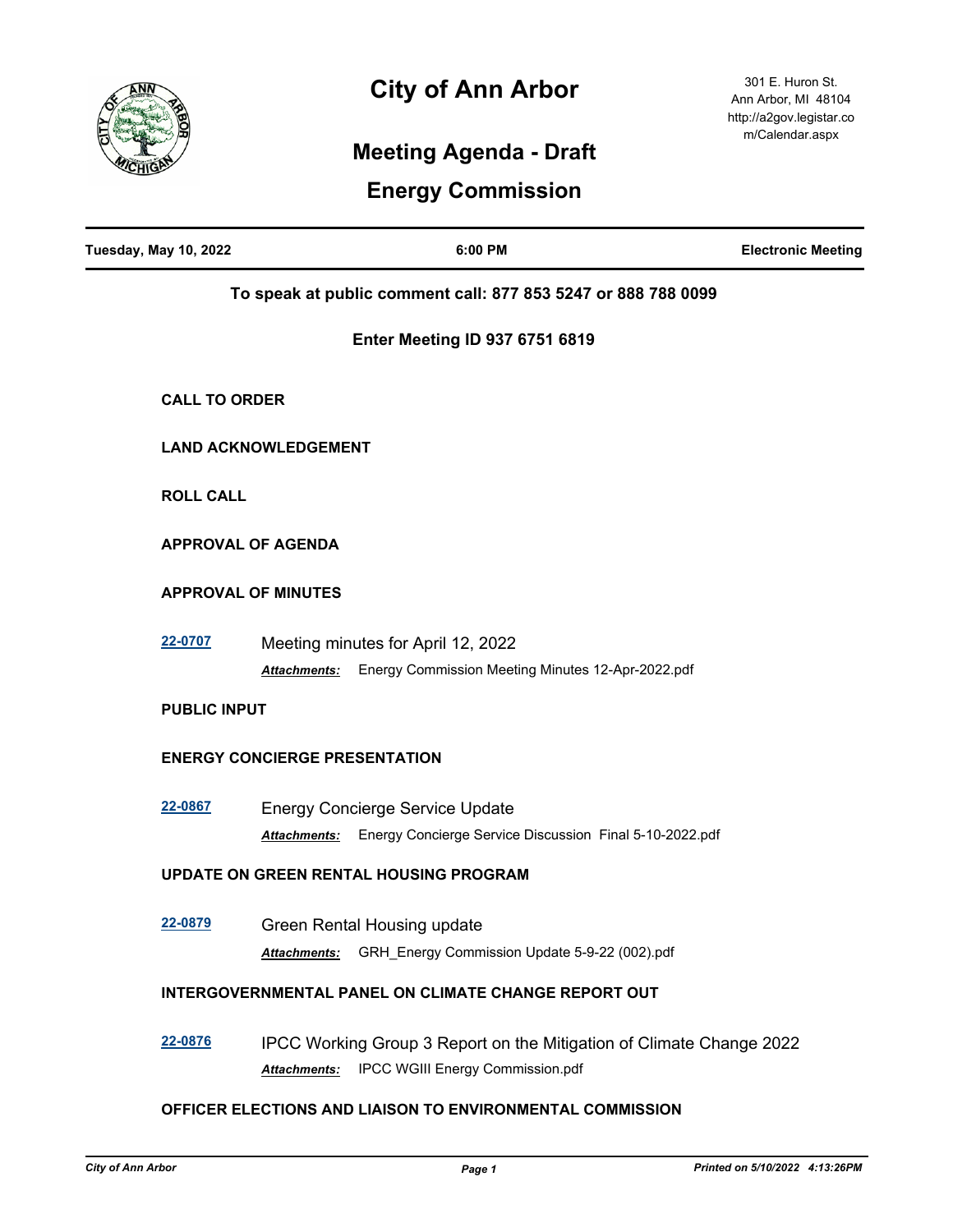# City of Ann Arbor

301 E. Huron St.
Ann Arbor, MI 48104
http://a2gov.legistar.com/Calendar.aspx

## Meeting Agenda - Draft

## Energy Commission

**Tuesday, May 10, 2022** | **6:00 PM** | **Electronic Meeting**

**To speak at public comment call: 877 853 5247 or 888 788 0099**

**Enter Meeting ID 937 6751 6819**

### CALL TO ORDER

### LAND ACKNOWLEDGEMENT

### ROLL CALL

### APPROVAL OF AGENDA

### APPROVAL OF MINUTES

**22-0707** Meeting minutes for April 12, 2022

***Attachments:*** Energy Commission Meeting Minutes 12-Apr-2022.pdf

### PUBLIC INPUT

### ENERGY CONCIERGE PRESENTATION

**22-0867** Energy Concierge Service Update

***Attachments:*** Energy Concierge Service Discussion Final 5-10-2022.pdf

### UPDATE ON GREEN RENTAL HOUSING PROGRAM

**22-0879** Green Rental Housing update

***Attachments:*** GRH_Energy Commission Update 5-9-22 (002).pdf

### INTERGOVERNMENTAL PANEL ON CLIMATE CHANGE REPORT OUT

**22-0876** IPCC Working Group 3 Report on the Mitigation of Climate Change 2022

***Attachments:*** IPCC WGIII Energy Commission.pdf

### OFFICER ELECTIONS AND LIAISON TO ENVIRONMENTAL COMMISSION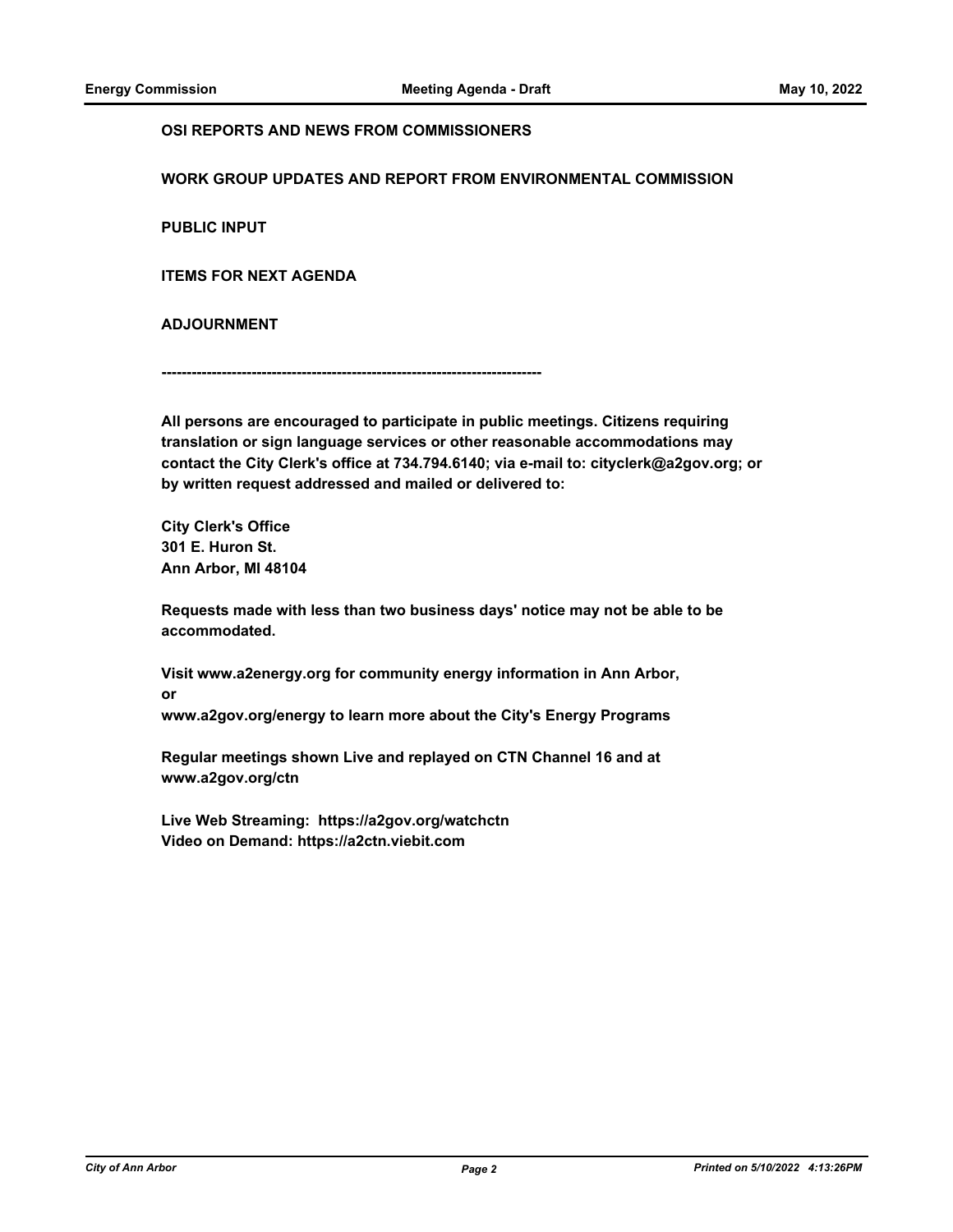**OSI REPORTS AND NEWS FROM COMMISSIONERS**

**WORK GROUP UPDATES AND REPORT FROM ENVIRONMENTAL COMMISSION**

**PUBLIC INPUT**

**ITEMS FOR NEXT AGENDA**

**ADJOURNMENT**

**---------------------------------------------------------------------------**

**All persons are encouraged to participate in public meetings. Citizens requiring translation or sign language services or other reasonable accommodations may contact the City Clerk's office at 734.794.6140; via e-mail to: cityclerk@a2gov.org; or by written request addressed and mailed or delivered to:**

**City Clerk's Office**
**301 E. Huron St.**
**Ann Arbor, MI 48104**

**Requests made with less than two business days' notice may not be able to be accommodated.**

**Visit www.a2energy.org for community energy information in Ann Arbor,**
**or**
**www.a2gov.org/energy to learn more about the City's Energy Programs**

**Regular meetings shown Live and replayed on CTN Channel 16 and at www.a2gov.org/ctn**

**Live Web Streaming: https://a2gov.org/watchctn**
**Video on Demand: https://a2ctn.viebit.com**